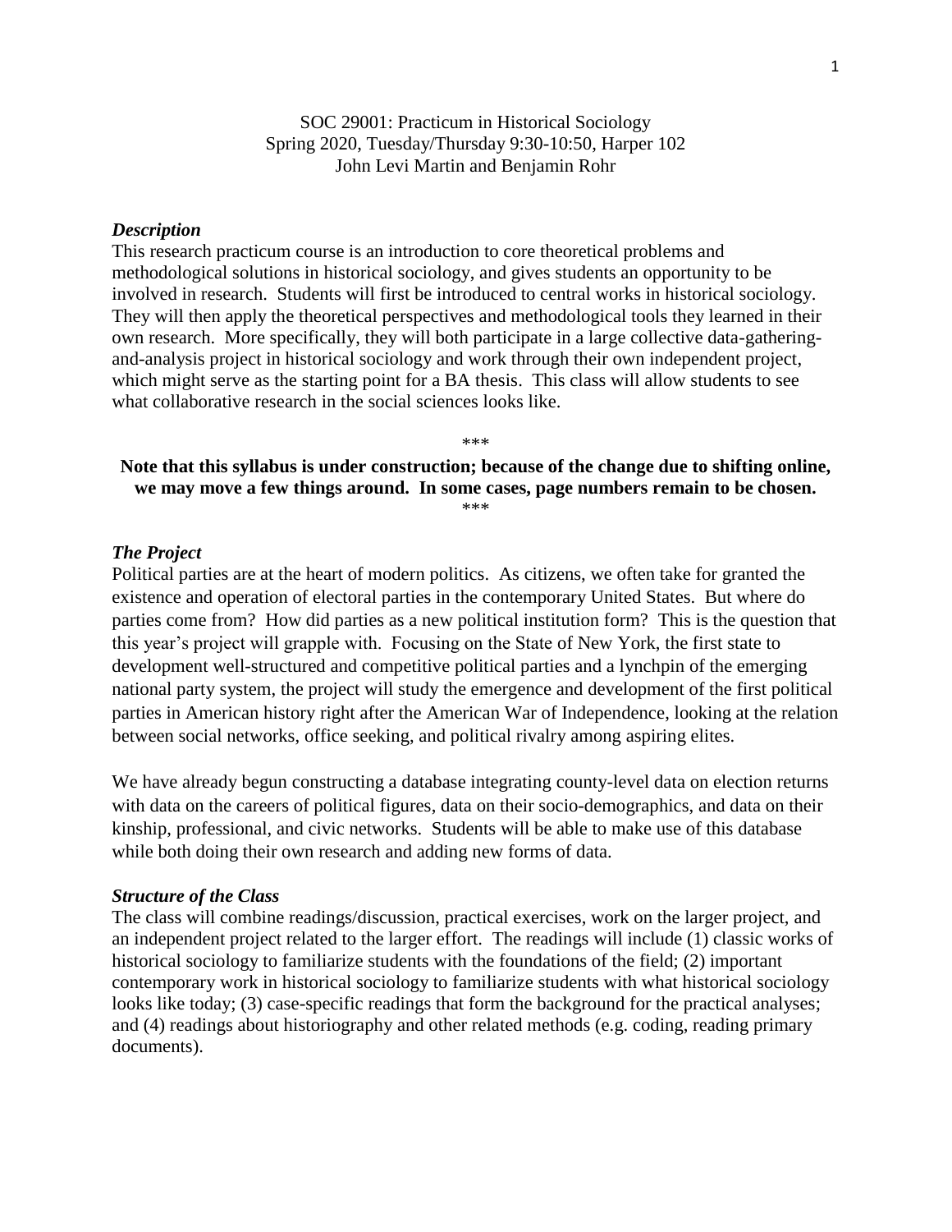SOC 29001: Practicum in Historical Sociology
Spring 2020, Tuesday/Thursday 9:30-10:50, Harper 102
John Levi Martin and Benjamin Rohr

### *Description*

This research practicum course is an introduction to core theoretical problems and methodological solutions in historical sociology, and gives students an opportunity to be involved in research. Students will first be introduced to central works in historical sociology. They will then apply the theoretical perspectives and methodological tools they learned in their own research. More specifically, they will both participate in a large collective data-gathering-and-analysis project in historical sociology and work through their own independent project, which might serve as the starting point for a BA thesis. This class will allow students to see what collaborative research in the social sciences looks like.

\*\*\*

**Note that this syllabus is under construction; because of the change due to shifting online, we may move a few things around. In some cases, page numbers remain to be chosen.**

\*\*\*

### *The Project*

Political parties are at the heart of modern politics. As citizens, we often take for granted the existence and operation of electoral parties in the contemporary United States. But where do parties come from? How did parties as a new political institution form? This is the question that this year's project will grapple with. Focusing on the State of New York, the first state to development well-structured and competitive political parties and a lynchpin of the emerging national party system, the project will study the emergence and development of the first political parties in American history right after the American War of Independence, looking at the relation between social networks, office seeking, and political rivalry among aspiring elites.

We have already begun constructing a database integrating county-level data on election returns with data on the careers of political figures, data on their socio-demographics, and data on their kinship, professional, and civic networks. Students will be able to make use of this database while both doing their own research and adding new forms of data.

### *Structure of the Class*

The class will combine readings/discussion, practical exercises, work on the larger project, and an independent project related to the larger effort. The readings will include (1) classic works of historical sociology to familiarize students with the foundations of the field; (2) important contemporary work in historical sociology to familiarize students with what historical sociology looks like today; (3) case-specific readings that form the background for the practical analyses; and (4) readings about historiography and other related methods (e.g. coding, reading primary documents).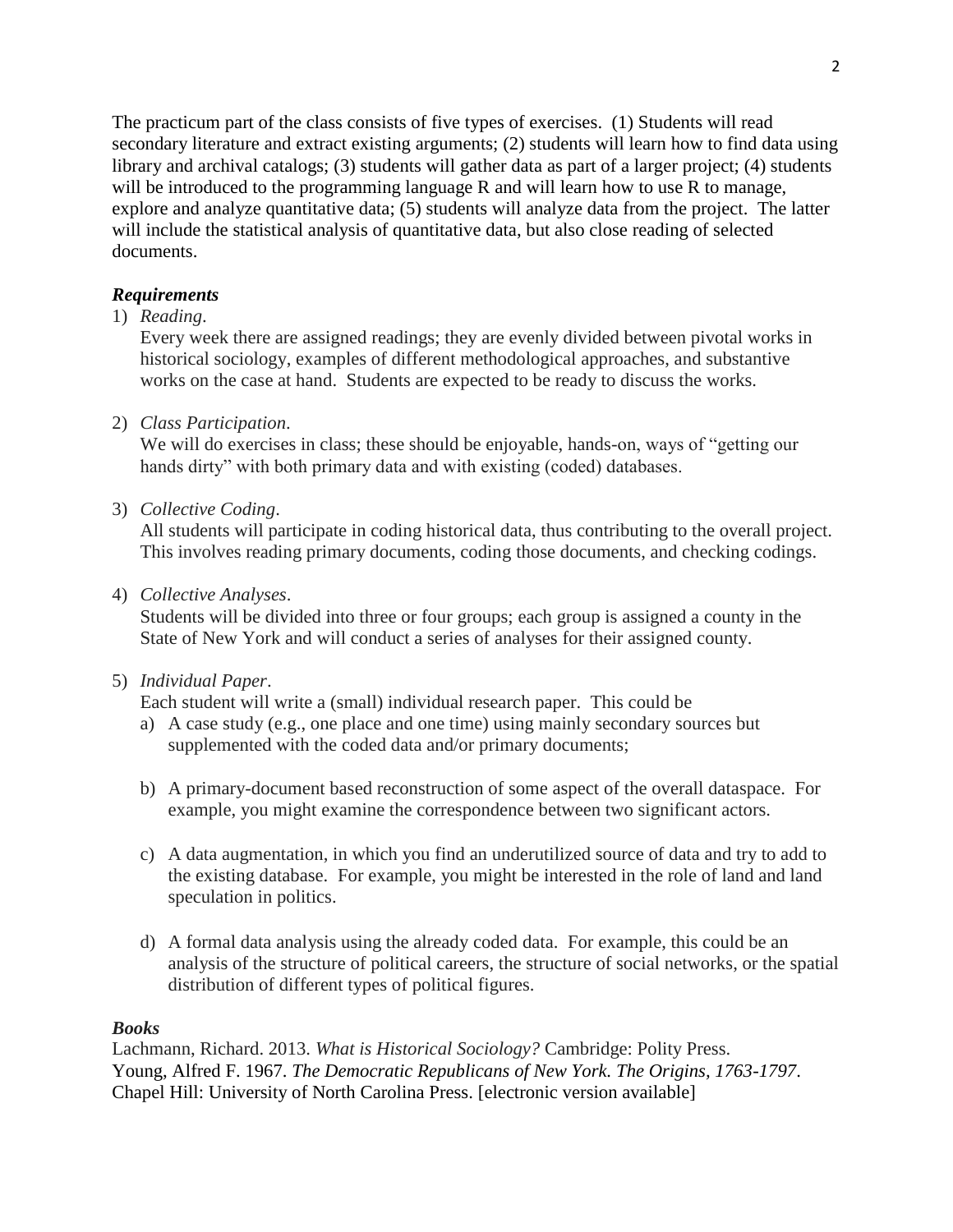The practicum part of the class consists of five types of exercises. (1) Students will read secondary literature and extract existing arguments; (2) students will learn how to find data using library and archival catalogs; (3) students will gather data as part of a larger project; (4) students will be introduced to the programming language R and will learn how to use R to manage, explore and analyze quantitative data; (5) students will analyze data from the project. The latter will include the statistical analysis of quantitative data, but also close reading of selected documents.

### *Requirements*

1) *Reading*.
   Every week there are assigned readings; they are evenly divided between pivotal works in historical sociology, examples of different methodological approaches, and substantive works on the case at hand. Students are expected to be ready to discuss the works.

2) *Class Participation*.
   We will do exercises in class; these should be enjoyable, hands-on, ways of "getting our hands dirty" with both primary data and with existing (coded) databases.

3) *Collective Coding*.
   All students will participate in coding historical data, thus contributing to the overall project. This involves reading primary documents, coding those documents, and checking codings.

4) *Collective Analyses*.
   Students will be divided into three or four groups; each group is assigned a county in the State of New York and will conduct a series of analyses for their assigned county.

5) *Individual Paper*.
   Each student will write a (small) individual research paper. This could be
   a) A case study (e.g., one place and one time) using mainly secondary sources but supplemented with the coded data and/or primary documents;

   b) A primary-document based reconstruction of some aspect of the overall dataspace. For example, you might examine the correspondence between two significant actors.

   c) A data augmentation, in which you find an underutilized source of data and try to add to the existing database. For example, you might be interested in the role of land and land speculation in politics.

   d) A formal data analysis using the already coded data. For example, this could be an analysis of the structure of political careers, the structure of social networks, or the spatial distribution of different types of political figures.

### *Books*

Lachmann, Richard. 2013. *What is Historical Sociology?* Cambridge: Polity Press.
Young, Alfred F. 1967. *The Democratic Republicans of New York. The Origins, 1763-1797*. Chapel Hill: University of North Carolina Press. [electronic version available]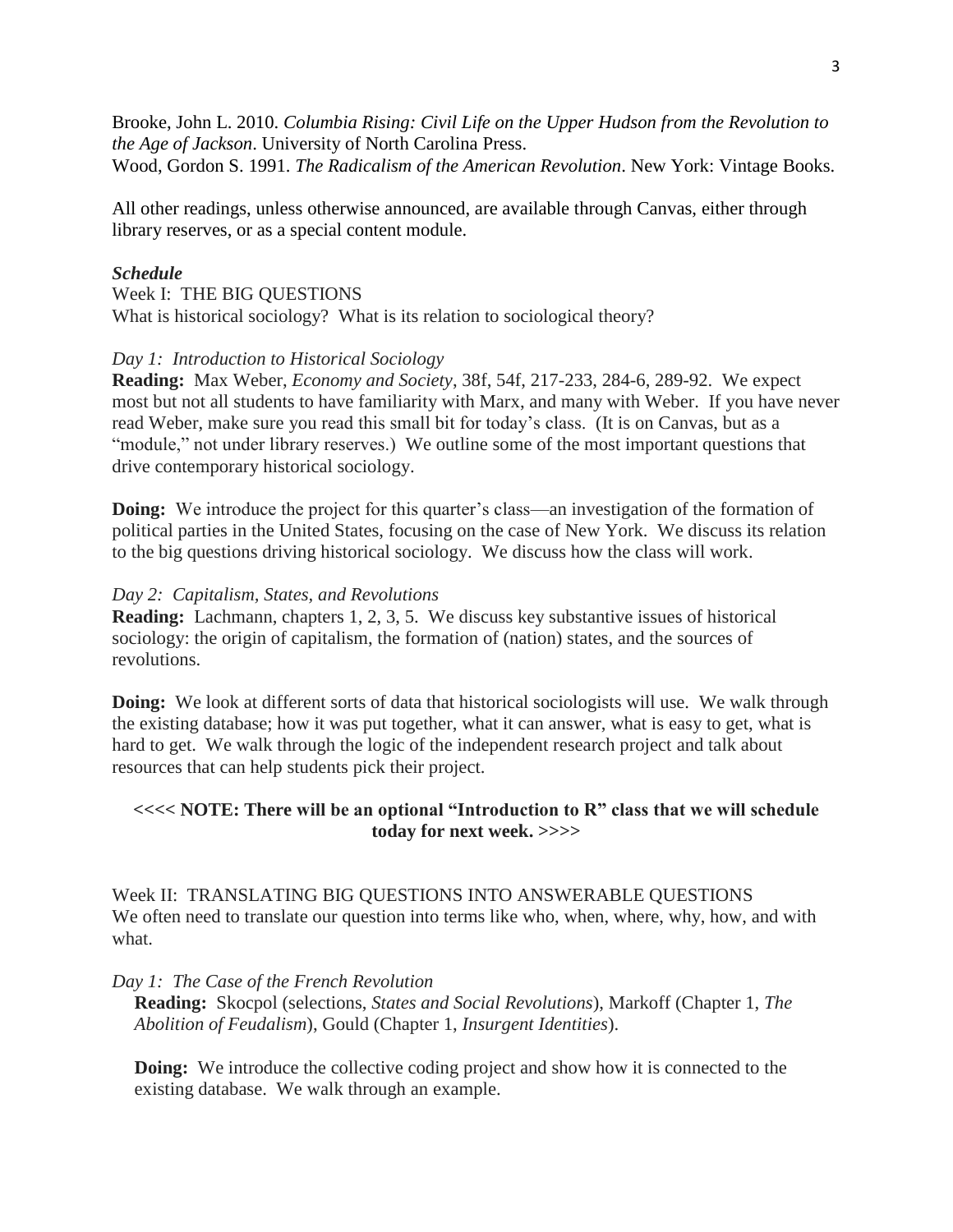Brooke, John L. 2010. *Columbia Rising: Civil Life on the Upper Hudson from the Revolution to the Age of Jackson*. University of North Carolina Press.
Wood, Gordon S. 1991. *The Radicalism of the American Revolution*. New York: Vintage Books.

All other readings, unless otherwise announced, are available through Canvas, either through library reserves, or as a special content module.

***Schedule***

Week I: THE BIG QUESTIONS
What is historical sociology? What is its relation to sociological theory?

*Day 1: Introduction to Historical Sociology*
**Reading:** Max Weber, *Economy and Society*, 38f, 54f, 217-233, 284-6, 289-92. We expect most but not all students to have familiarity with Marx, and many with Weber. If you have never read Weber, make sure you read this small bit for today's class. (It is on Canvas, but as a "module," not under library reserves.) We outline some of the most important questions that drive contemporary historical sociology.

**Doing:** We introduce the project for this quarter's class—an investigation of the formation of political parties in the United States, focusing on the case of New York. We discuss its relation to the big questions driving historical sociology. We discuss how the class will work.

*Day 2: Capitalism, States, and Revolutions*
**Reading:** Lachmann, chapters 1, 2, 3, 5. We discuss key substantive issues of historical sociology: the origin of capitalism, the formation of (nation) states, and the sources of revolutions.

**Doing:** We look at different sorts of data that historical sociologists will use. We walk through the existing database; how it was put together, what it can answer, what is easy to get, what is hard to get. We walk through the logic of the independent research project and talk about resources that can help students pick their project.

**<<<< NOTE: There will be an optional "Introduction to R" class that we will schedule today for next week. >>>>**

Week II: TRANSLATING BIG QUESTIONS INTO ANSWERABLE QUESTIONS
We often need to translate our question into terms like who, when, where, why, how, and with what.

*Day 1: The Case of the French Revolution*
**Reading:** Skocpol (selections, *States and Social Revolutions*), Markoff (Chapter 1, *The Abolition of Feudalism*), Gould (Chapter 1, *Insurgent Identities*).

**Doing:** We introduce the collective coding project and show how it is connected to the existing database. We walk through an example.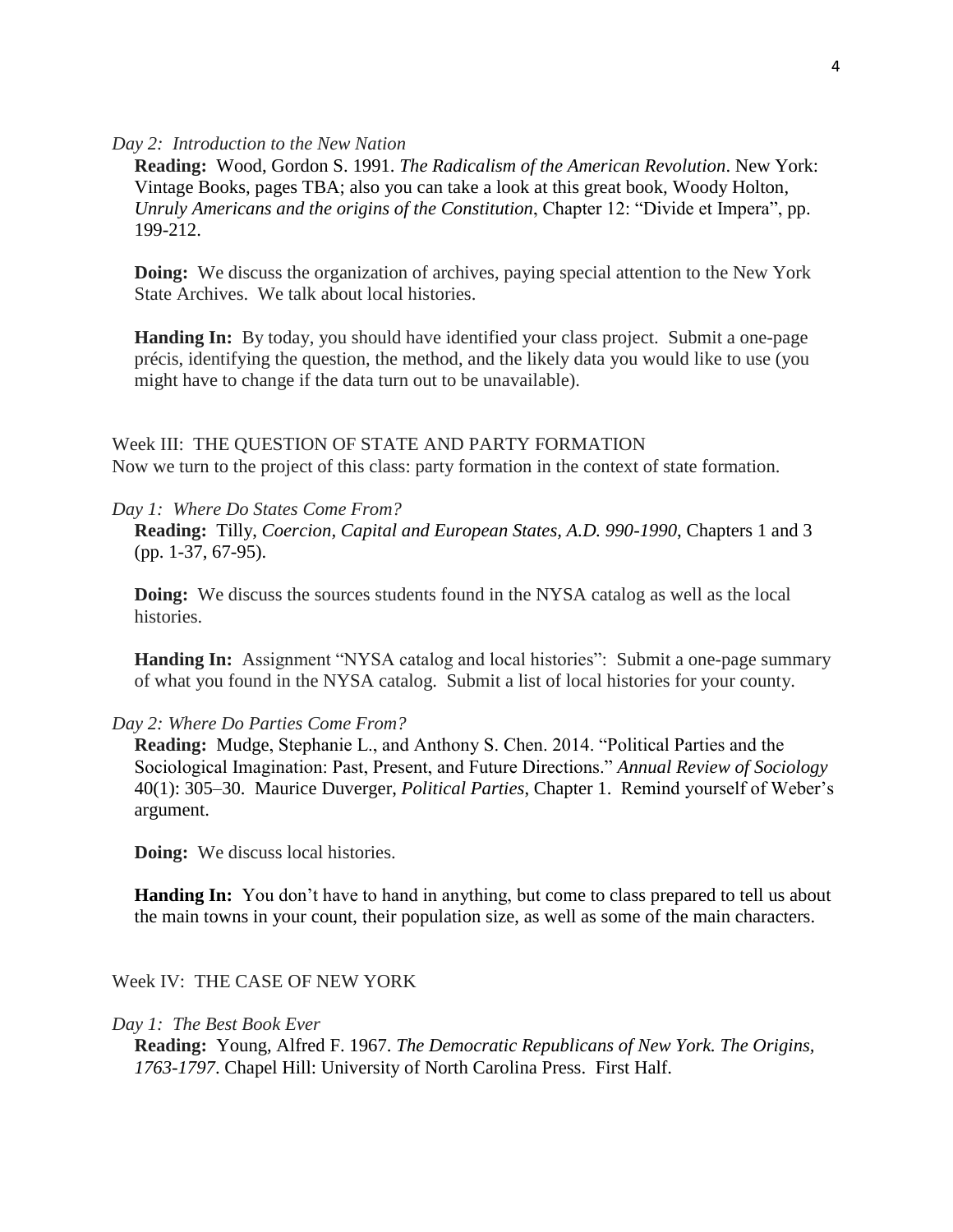*Day 2: Introduction to the New Nation*

**Reading:** Wood, Gordon S. 1991. *The Radicalism of the American Revolution*. New York: Vintage Books, pages TBA; also you can take a look at this great book, Woody Holton, *Unruly Americans and the origins of the Constitution*, Chapter 12: "Divide et Impera", pp. 199-212.

**Doing:** We discuss the organization of archives, paying special attention to the New York State Archives. We talk about local histories.

**Handing In:** By today, you should have identified your class project. Submit a one-page précis, identifying the question, the method, and the likely data you would like to use (you might have to change if the data turn out to be unavailable).

Week III: THE QUESTION OF STATE AND PARTY FORMATION

Now we turn to the project of this class: party formation in the context of state formation.

*Day 1: Where Do States Come From?*

**Reading:** Tilly, *Coercion, Capital and European States, A.D. 990-1990*, Chapters 1 and 3 (pp. 1-37, 67-95).

**Doing:** We discuss the sources students found in the NYSA catalog as well as the local histories.

**Handing In:** Assignment "NYSA catalog and local histories": Submit a one-page summary of what you found in the NYSA catalog. Submit a list of local histories for your county.

*Day 2: Where Do Parties Come From?*

**Reading:** Mudge, Stephanie L., and Anthony S. Chen. 2014. "Political Parties and the Sociological Imagination: Past, Present, and Future Directions." *Annual Review of Sociology* 40(1): 305–30. Maurice Duverger, *Political Parties*, Chapter 1. Remind yourself of Weber's argument.

**Doing:** We discuss local histories.

**Handing In:** You don't have to hand in anything, but come to class prepared to tell us about the main towns in your count, their population size, as well as some of the main characters.

Week IV: THE CASE OF NEW YORK

*Day 1: The Best Book Ever*

**Reading:** Young, Alfred F. 1967. *The Democratic Republicans of New York. The Origins, 1763-1797*. Chapel Hill: University of North Carolina Press. First Half.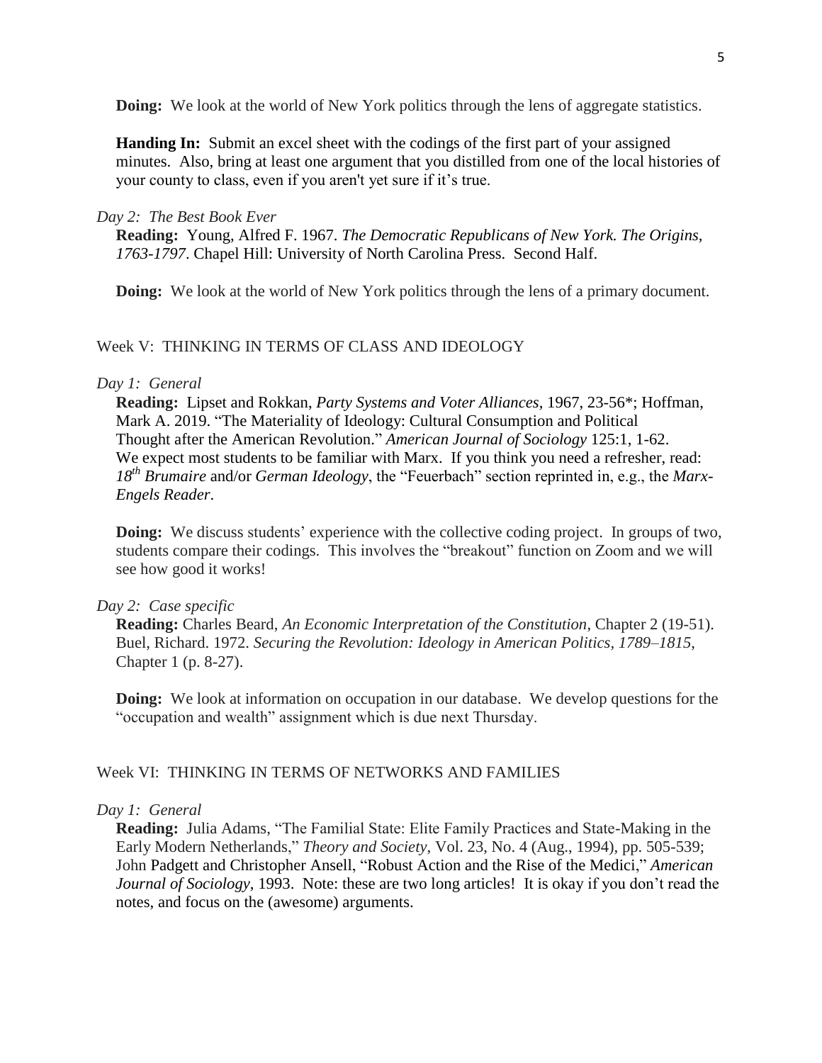**Doing:** We look at the world of New York politics through the lens of aggregate statistics.

**Handing In:** Submit an excel sheet with the codings of the first part of your assigned minutes. Also, bring at least one argument that you distilled from one of the local histories of your county to class, even if you aren't yet sure if it's true.

*Day 2: The Best Book Ever*

**Reading:** Young, Alfred F. 1967. *The Democratic Republicans of New York. The Origins, 1763-1797*. Chapel Hill: University of North Carolina Press. Second Half.

**Doing:** We look at the world of New York politics through the lens of a primary document.

## Week V: THINKING IN TERMS OF CLASS AND IDEOLOGY

*Day 1: General*

**Reading:** Lipset and Rokkan, *Party Systems and Voter Alliances*, 1967, 23-56*; Hoffman, Mark A. 2019. "The Materiality of Ideology: Cultural Consumption and Political Thought after the American Revolution." *American Journal of Sociology* 125:1, 1-62. We expect most students to be familiar with Marx. If you think you need a refresher, read: *18th Brumaire* and/or *German Ideology*, the "Feuerbach" section reprinted in, e.g., the *Marx-Engels Reader*.

**Doing:** We discuss students' experience with the collective coding project. In groups of two, students compare their codings. This involves the "breakout" function on Zoom and we will see how good it works!

*Day 2: Case specific*

**Reading:** Charles Beard, *An Economic Interpretation of the Constitution*, Chapter 2 (19-51). Buel, Richard. 1972. *Securing the Revolution: Ideology in American Politics, 1789–1815*, Chapter 1 (p. 8-27).

**Doing:** We look at information on occupation in our database. We develop questions for the "occupation and wealth" assignment which is due next Thursday.

## Week VI: THINKING IN TERMS OF NETWORKS AND FAMILIES

*Day 1: General*

**Reading:** Julia Adams, "The Familial State: Elite Family Practices and State-Making in the Early Modern Netherlands," *Theory and Society*, Vol. 23, No. 4 (Aug., 1994), pp. 505-539; John Padgett and Christopher Ansell, "Robust Action and the Rise of the Medici," *American Journal of Sociology*, 1993. Note: these are two long articles! It is okay if you don't read the notes, and focus on the (awesome) arguments.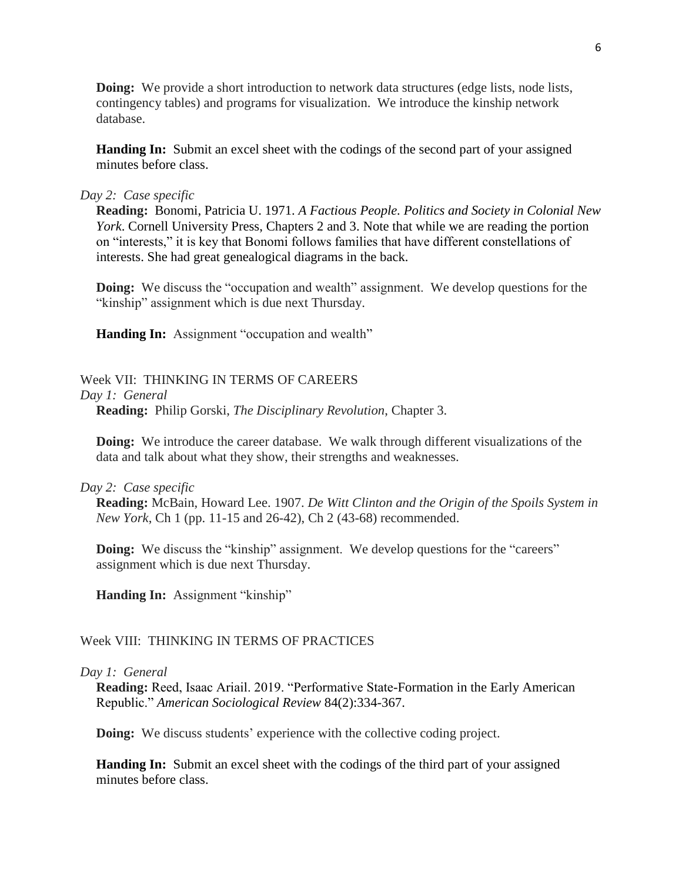**Doing:** We provide a short introduction to network data structures (edge lists, node lists, contingency tables) and programs for visualization. We introduce the kinship network database.

**Handing In:** Submit an excel sheet with the codings of the second part of your assigned minutes before class.

*Day 2: Case specific*

**Reading:** Bonomi, Patricia U. 1971. *A Factious People. Politics and Society in Colonial New York*. Cornell University Press, Chapters 2 and 3. Note that while we are reading the portion on "interests," it is key that Bonomi follows families that have different constellations of interests. She had great genealogical diagrams in the back.

**Doing:** We discuss the "occupation and wealth" assignment. We develop questions for the "kinship" assignment which is due next Thursday.

**Handing In:** Assignment "occupation and wealth"

Week VII: THINKING IN TERMS OF CAREERS

*Day 1: General*

**Reading:** Philip Gorski, *The Disciplinary Revolution*, Chapter 3.

**Doing:** We introduce the career database. We walk through different visualizations of the data and talk about what they show, their strengths and weaknesses.

*Day 2: Case specific*

**Reading:** McBain, Howard Lee. 1907. *De Witt Clinton and the Origin of the Spoils System in New York*, Ch 1 (pp. 11-15 and 26-42), Ch 2 (43-68) recommended.

**Doing:** We discuss the "kinship" assignment. We develop questions for the "careers" assignment which is due next Thursday.

**Handing In:** Assignment "kinship"

Week VIII: THINKING IN TERMS OF PRACTICES

*Day 1: General*

**Reading:** Reed, Isaac Ariail. 2019. "Performative State-Formation in the Early American Republic." *American Sociological Review* 84(2):334-367.

**Doing:** We discuss students' experience with the collective coding project.

**Handing In:** Submit an excel sheet with the codings of the third part of your assigned minutes before class.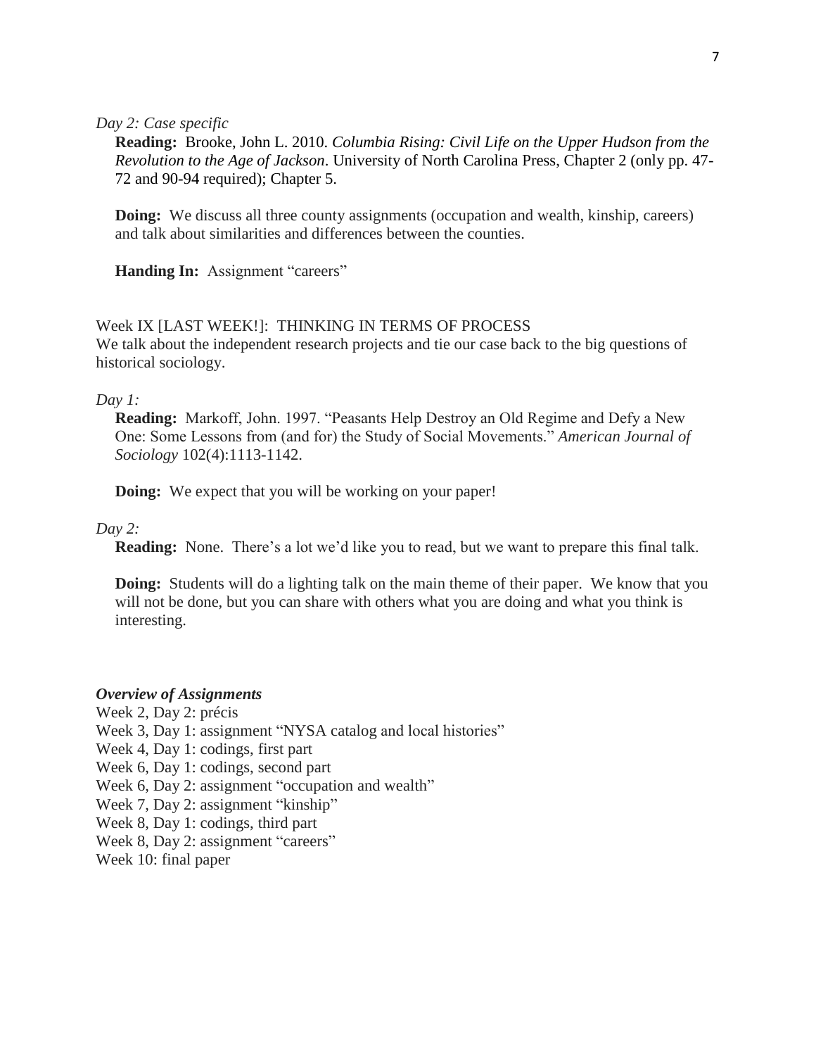*Day 2: Case specific*

**Reading:** Brooke, John L. 2010. *Columbia Rising: Civil Life on the Upper Hudson from the Revolution to the Age of Jackson*. University of North Carolina Press, Chapter 2 (only pp. 47-72 and 90-94 required); Chapter 5.

**Doing:** We discuss all three county assignments (occupation and wealth, kinship, careers) and talk about similarities and differences between the counties.

**Handing In:** Assignment "careers"

Week IX [LAST WEEK!]: THINKING IN TERMS OF PROCESS

We talk about the independent research projects and tie our case back to the big questions of historical sociology.

*Day 1:*

**Reading:** Markoff, John. 1997. "Peasants Help Destroy an Old Regime and Defy a New One: Some Lessons from (and for) the Study of Social Movements." *American Journal of Sociology* 102(4):1113-1142.

**Doing:** We expect that you will be working on your paper!

*Day 2:*

**Reading:** None. There's a lot we'd like you to read, but we want to prepare this final talk.

**Doing:** Students will do a lighting talk on the main theme of their paper. We know that you will not be done, but you can share with others what you are doing and what you think is interesting.

***Overview of Assignments***

Week 2, Day 2: précis
Week 3, Day 1: assignment "NYSA catalog and local histories"
Week 4, Day 1: codings, first part
Week 6, Day 1: codings, second part
Week 6, Day 2: assignment "occupation and wealth"
Week 7, Day 2: assignment "kinship"
Week 8, Day 1: codings, third part
Week 8, Day 2: assignment "careers"
Week 10: final paper